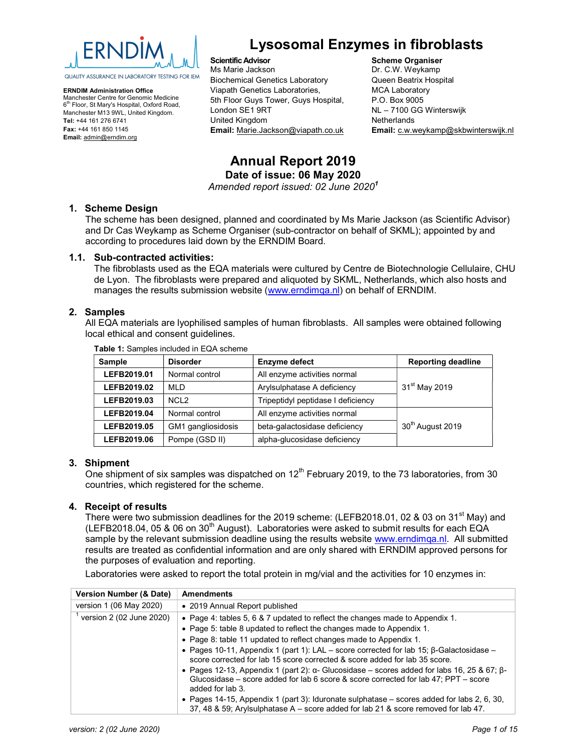ERNDIM

QUALITY ASSURANCE IN LABORATORY TESTING FOR IEM

**ERNDIM Administration Office**
Manchester Centre for Genomic Medicine
6th Floor, St Mary's Hospital, Oxford Road,
Manchester M13 9WL, United Kingdom.
**Tel:** +44 161 276 6741
**Fax:** +44 161 850 1145
**Email:** admin@erndim.org

# Lysosomal Enzymes in fibroblasts

**Scientific Advisor**
Ms Marie Jackson
Biochemical Genetics Laboratory
Viapath Genetics Laboratories,
5th Floor Guys Tower, Guys Hospital,
London SE1 9RT
United Kingdom
**Email:** Marie.Jackson@viapath.co.uk

**Scheme Organiser**
Dr. C.W. Weykamp
Queen Beatrix Hospital
MCA Laboratory
P.O. Box 9005
NL – 7100 GG Winterswijk
Netherlands
**Email:** c.w.weykamp@skbwinterswijk.nl

## Annual Report 2019

### Date of issue: 06 May 2020

*Amended report issued: 02 June 2020[1]*

## 1. Scheme Design

The scheme has been designed, planned and coordinated by Ms Marie Jackson (as Scientific Advisor) and Dr Cas Weykamp as Scheme Organiser (sub-contractor on behalf of SKML); appointed by and according to procedures laid down by the ERNDIM Board.

### 1.1. Sub-contracted activities:

The fibroblasts used as the EQA materials were cultured by Centre de Biotechnologie Cellulaire, CHU de Lyon. The fibroblasts were prepared and aliquoted by SKML, Netherlands, which also hosts and manages the results submission website (www.erndimqa.nl) on behalf of ERNDIM.

## 2. Samples

All EQA materials are lyophilised samples of human fibroblasts. All samples were obtained following local ethical and consent guidelines.

**Table 1:** Samples included in EQA scheme

| Sample | Disorder | Enzyme defect | Reporting deadline |
|---|---|---|---|
| LEFB2019.01 | Normal control | All enzyme activities normal | 31st May 2019 |
| LEFB2019.02 | MLD | Arylsulphatase A deficiency | |
| LEFB2019.03 | NCL2 | Tripeptidyl peptidase I deficiency | |
| LEFB2019.04 | Normal control | All enzyme activities normal | 30th August 2019 |
| LEFB2019.05 | GM1 gangliosidosis | beta-galactosidase deficiency | |
| LEFB2019.06 | Pompe (GSD II) | alpha-glucosidase deficiency | |

## 3. Shipment

One shipment of six samples was dispatched on 12th February 2019, to the 73 laboratories, from 30 countries, which registered for the scheme.

## 4. Receipt of results

There were two submission deadlines for the 2019 scheme: (LEFB2018.01, 02 & 03 on 31st May) and (LEFB2018.04, 05 & 06 on 30th August). Laboratories were asked to submit results for each EQA sample by the relevant submission deadline using the results website www.erndimqa.nl. All submitted results are treated as confidential information and are only shared with ERNDIM approved persons for the purposes of evaluation and reporting.

Laboratories were asked to report the total protein in mg/vial and the activities for 10 enzymes in:

| Version Number (& Date) | Amendments |
|---|---|
| version 1 (06 May 2020) | • 2019 Annual Report published |
| [1] version 2 (02 June 2020) | • Page 4: tables 5, 6 & 7 updated to reflect the changes made to Appendix 1.<br>• Page 5: table 8 updated to reflect the changes made to Appendix 1.<br>• Page 8: table 11 updated to reflect changes made to Appendix 1.<br>• Pages 10-11, Appendix 1 (part 1): LAL – score corrected for lab 15; β-Galactosidase – score corrected for lab 15 score corrected & score added for lab 35 score.<br>• Pages 12-13, Appendix 1 (part 2): α- Glucosidase – scores added for labs 16, 25 & 67; β-Glucosidase – score added for lab 6 score & score corrected for lab 47; PPT – score added for lab 3.<br>• Pages 14-15, Appendix 1 (part 3): Iduronate sulphatase – scores added for labs 2, 6, 30, 37, 48 & 59; Arylsulphatase A – score added for lab 21 & score removed for lab 47. |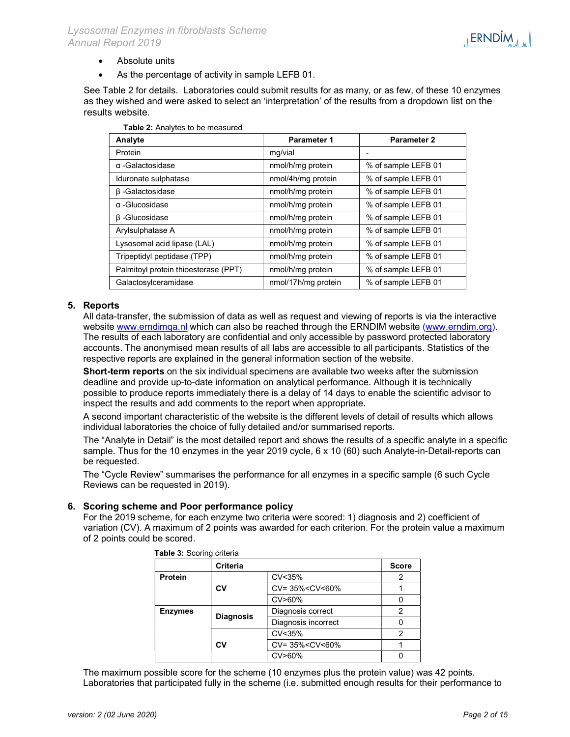- Absolute units
- As the percentage of activity in sample LEFB 01.

See Table 2 for details. Laboratories could submit results for as many, or as few, of these 10 enzymes as they wished and were asked to select an 'interpretation' of the results from a dropdown list on the results website.

**Table 2:** Analytes to be measured

| Analyte | Parameter 1 | Parameter 2 |
|---|---|---|
| Protein | mg/vial | - |
| α -Galactosidase | nmol/h/mg protein | % of sample LEFB 01 |
| Iduronate sulphatase | nmol/4h/mg protein | % of sample LEFB 01 |
| β -Galactosidase | nmol/h/mg protein | % of sample LEFB 01 |
| α -Glucosidase | nmol/h/mg protein | % of sample LEFB 01 |
| β -Glucosidase | nmol/h/mg protein | % of sample LEFB 01 |
| Arylsulphatase A | nmol/h/mg protein | % of sample LEFB 01 |
| Lysosomal acid lipase (LAL) | nmol/h/mg protein | % of sample LEFB 01 |
| Tripeptidyl peptidase (TPP) | nmol/h/mg protein | % of sample LEFB 01 |
| Palmitoyl protein thioesterase (PPT) | nmol/h/mg protein | % of sample LEFB 01 |
| Galactosylceramidase | nmol/17h/mg protein | % of sample LEFB 01 |

## 5. Reports

All data-transfer, the submission of data as well as request and viewing of reports is via the interactive website www.erndimqa.nl which can also be reached through the ERNDIM website (www.erndim.org). The results of each laboratory are confidential and only accessible by password protected laboratory accounts. The anonymised mean results of all labs are accessible to all participants. Statistics of the respective reports are explained in the general information section of the website.

**Short-term reports** on the six individual specimens are available two weeks after the submission deadline and provide up-to-date information on analytical performance. Although it is technically possible to produce reports immediately there is a delay of 14 days to enable the scientific advisor to inspect the results and add comments to the report when appropriate.

A second important characteristic of the website is the different levels of detail of results which allows individual laboratories the choice of fully detailed and/or summarised reports.

The "Analyte in Detail" is the most detailed report and shows the results of a specific analyte in a specific sample. Thus for the 10 enzymes in the year 2019 cycle, 6 x 10 (60) such Analyte-in-Detail-reports can be requested.

The "Cycle Review" summarises the performance for all enzymes in a specific sample (6 such Cycle Reviews can be requested in 2019).

## 6. Scoring scheme and Poor performance policy

For the 2019 scheme, for each enzyme two criteria were scored: 1) diagnosis and 2) coefficient of variation (CV). A maximum of 2 points was awarded for each criterion. For the protein value a maximum of 2 points could be scored.

**Table 3:** Scoring criteria

| | Criteria | | Score |
|---|---|---|---|
| **Protein** | **CV** | CV<35% | 2 |
| | | CV= 35%<CV<60% | 1 |
| | | CV>60% | 0 |
| **Enzymes** | **Diagnosis** | Diagnosis correct | 2 |
| | | Diagnosis incorrect | 0 |
| | **CV** | CV<35% | 2 |
| | | CV= 35%<CV<60% | 1 |
| | | CV>60% | 0 |

The maximum possible score for the scheme (10 enzymes plus the protein value) was 42 points. Laboratories that participated fully in the scheme (i.e. submitted enough results for their performance to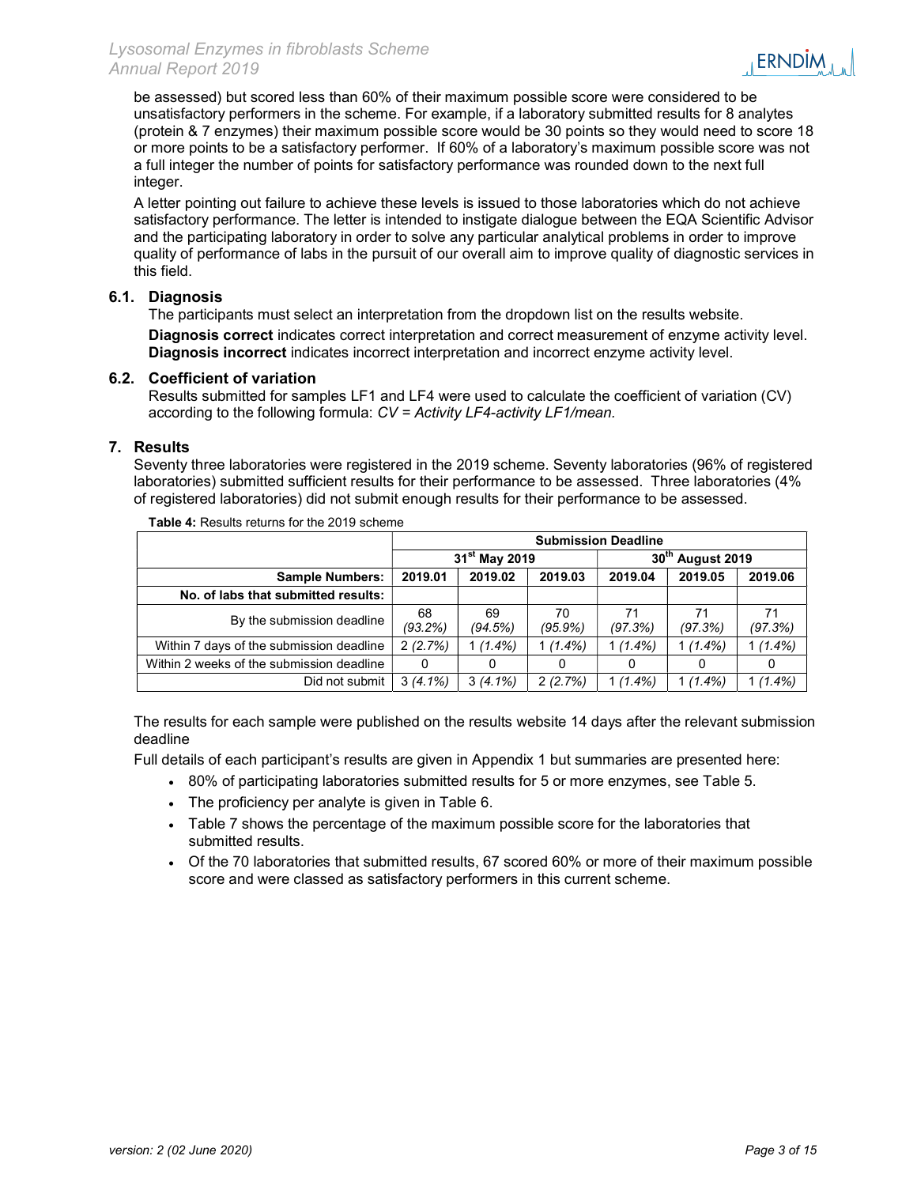be assessed) but scored less than 60% of their maximum possible score were considered to be unsatisfactory performers in the scheme. For example, if a laboratory submitted results for 8 analytes (protein & 7 enzymes) their maximum possible score would be 30 points so they would need to score 18 or more points to be a satisfactory performer. If 60% of a laboratory's maximum possible score was not a full integer the number of points for satisfactory performance was rounded down to the next full integer.

A letter pointing out failure to achieve these levels is issued to those laboratories which do not achieve satisfactory performance. The letter is intended to instigate dialogue between the EQA Scientific Advisor and the participating laboratory in order to solve any particular analytical problems in order to improve quality of performance of labs in the pursuit of our overall aim to improve quality of diagnostic services in this field.

### 6.1. Diagnosis

The participants must select an interpretation from the dropdown list on the results website.

**Diagnosis correct** indicates correct interpretation and correct measurement of enzyme activity level.
**Diagnosis incorrect** indicates incorrect interpretation and incorrect enzyme activity level.

### 6.2. Coefficient of variation

Results submitted for samples LF1 and LF4 were used to calculate the coefficient of variation (CV) according to the following formula: *CV = Activity LF4-activity LF1/mean.*

## 7. Results

Seventy three laboratories were registered in the 2019 scheme. Seventy laboratories (96% of registered laboratories) submitted sufficient results for their performance to be assessed. Three laboratories (4% of registered laboratories) did not submit enough results for their performance to be assessed.

**Table 4:** Results returns for the 2019 scheme

| | Submission Deadline | | | | | |
|---|---|---|---|---|---|---|
| | 31[st] May 2019 | | | 30[th] August 2019 | | |
| **Sample Numbers:** | **2019.01** | **2019.02** | **2019.03** | **2019.04** | **2019.05** | **2019.06** |
| **No. of labs that submitted results:** | | | | | | |
| By the submission deadline | 68 *(93.2%)* | 69 *(94.5%)* | 70 *(95.9%)* | 71 *(97.3%)* | 71 *(97.3%)* | 71 *(97.3%)* |
| Within 7 days of the submission deadline | 2 *(2.7%)* | 1 *(1.4%)* | 1 *(1.4%)* | 1 *(1.4%)* | 1 *(1.4%)* | 1 *(1.4%)* |
| Within 2 weeks of the submission deadline | 0 | 0 | 0 | 0 | 0 | 0 |
| Did not submit | 3 *(4.1%)* | 3 *(4.1%)* | 2 *(2.7%)* | 1 *(1.4%)* | 1 *(1.4%)* | 1 *(1.4%)* |

The results for each sample were published on the results website 14 days after the relevant submission deadline

Full details of each participant's results are given in Appendix 1 but summaries are presented here:

- 80% of participating laboratories submitted results for 5 or more enzymes, see Table 5.
- The proficiency per analyte is given in Table 6.
- Table 7 shows the percentage of the maximum possible score for the laboratories that submitted results.
- Of the 70 laboratories that submitted results, 67 scored 60% or more of their maximum possible score and were classed as satisfactory performers in this current scheme.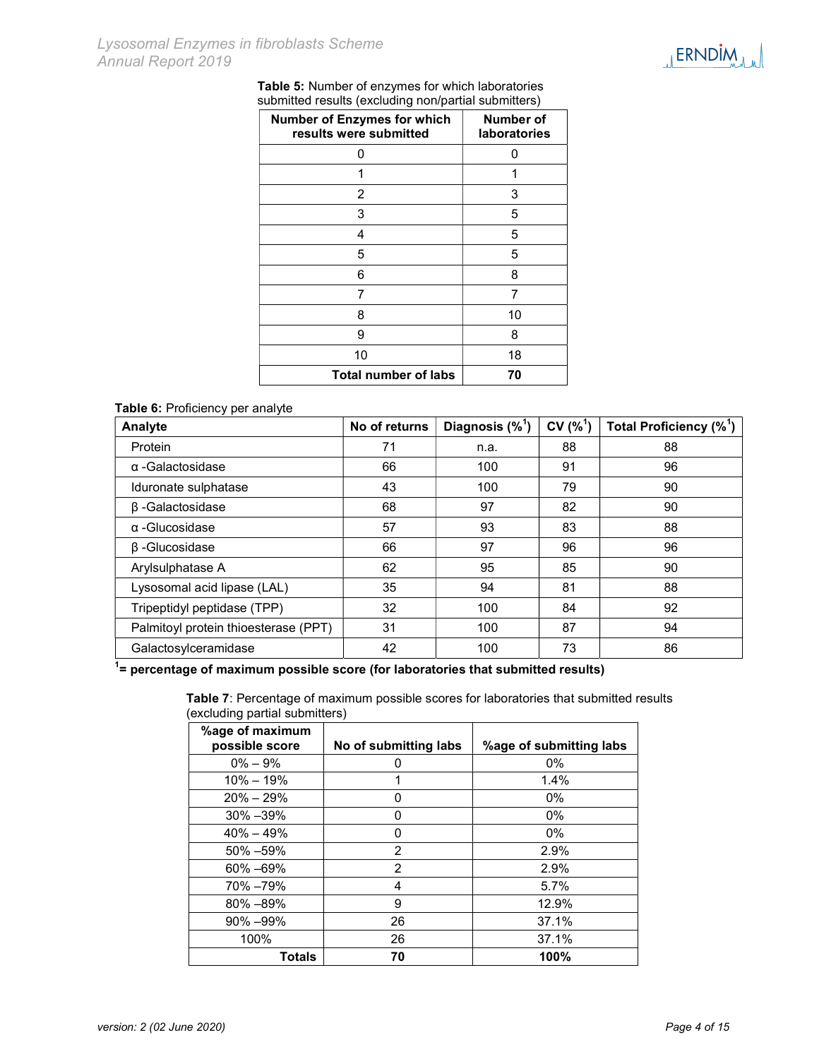**Table 5:** Number of enzymes for which laboratories submitted results (excluding non/partial submitters)

| Number of Enzymes for which results were submitted | Number of laboratories |
|---|---|
| 0 | 0 |
| 1 | 1 |
| 2 | 3 |
| 3 | 5 |
| 4 | 5 |
| 5 | 5 |
| 6 | 8 |
| 7 | 7 |
| 8 | 10 |
| 9 | 8 |
| 10 | 18 |
| **Total number of labs** | **70** |

**Table 6:** Proficiency per analyte

| Analyte | No of returns | Diagnosis (%[1]) | CV (%[1]) | Total Proficiency (%[1]) |
|---|---|---|---|---|
| Protein | 71 | n.a. | 88 | 88 |
| α -Galactosidase | 66 | 100 | 91 | 96 |
| Iduronate sulphatase | 43 | 100 | 79 | 90 |
| β -Galactosidase | 68 | 97 | 82 | 90 |
| α -Glucosidase | 57 | 93 | 83 | 88 |
| β -Glucosidase | 66 | 97 | 96 | 96 |
| Arylsulphatase A | 62 | 95 | 85 | 90 |
| Lysosomal acid lipase (LAL) | 35 | 94 | 81 | 88 |
| Tripeptidyl peptidase (TPP) | 32 | 100 | 84 | 92 |
| Palmitoyl protein thioesterase (PPT) | 31 | 100 | 87 | 94 |
| Galactosylceramidase | 42 | 100 | 73 | 86 |

**[1]= percentage of maximum possible score (for laboratories that submitted results)**

**Table 7**: Percentage of maximum possible scores for laboratories that submitted results (excluding partial submitters)

| %age of maximum possible score | No of submitting labs | %age of submitting labs |
|---|---|---|
| 0% – 9% | 0 | 0% |
| 10% – 19% | 1 | 1.4% |
| 20% – 29% | 0 | 0% |
| 30% –39% | 0 | 0% |
| 40% – 49% | 0 | 0% |
| 50% –59% | 2 | 2.9% |
| 60% –69% | 2 | 2.9% |
| 70% –79% | 4 | 5.7% |
| 80% –89% | 9 | 12.9% |
| 90% –99% | 26 | 37.1% |
| 100% | 26 | 37.1% |
| **Totals** | **70** | **100%** |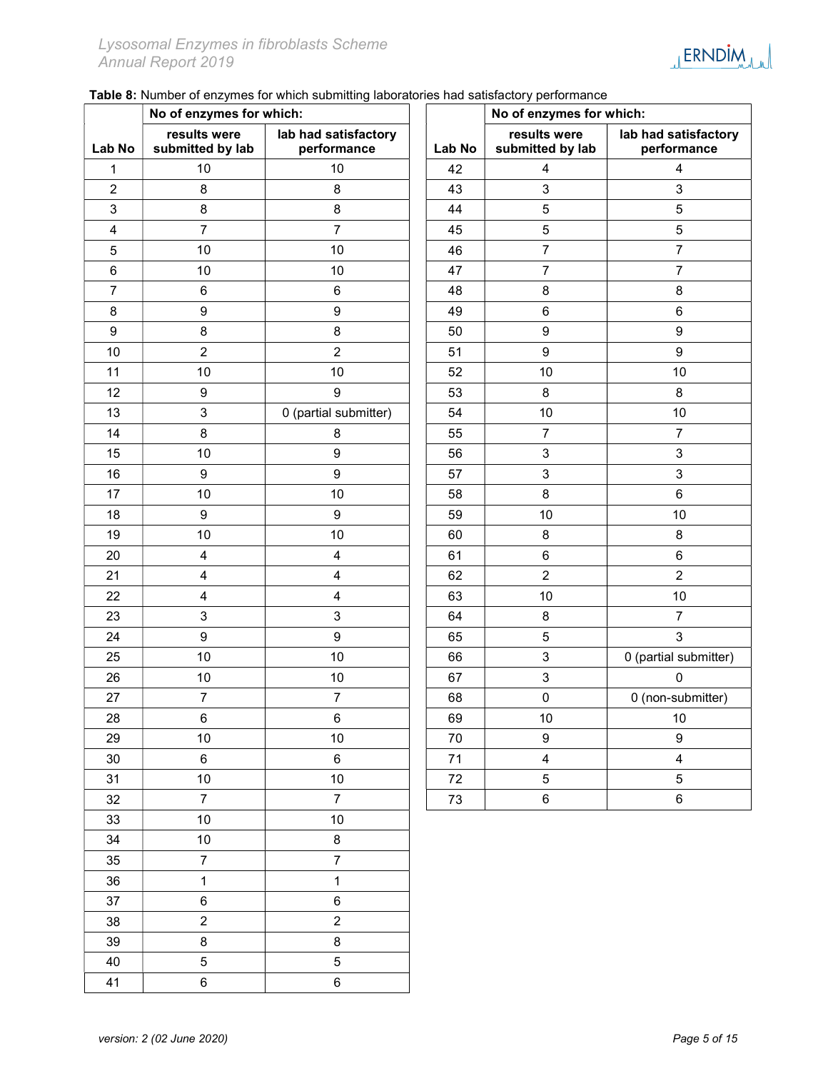**Table 8:** Number of enzymes for which submitting laboratories had satisfactory performance

| | No of enzymes for which: | |
|---|---|---|
| **Lab No** | **results were submitted by lab** | **lab had satisfactory performance** |
| 1 | 10 | 10 |
| 2 | 8 | 8 |
| 3 | 8 | 8 |
| 4 | 7 | 7 |
| 5 | 10 | 10 |
| 6 | 10 | 10 |
| 7 | 6 | 6 |
| 8 | 9 | 9 |
| 9 | 8 | 8 |
| 10 | 2 | 2 |
| 11 | 10 | 10 |
| 12 | 9 | 9 |
| 13 | 3 | 0 (partial submitter) |
| 14 | 8 | 8 |
| 15 | 10 | 9 |
| 16 | 9 | 9 |
| 17 | 10 | 10 |
| 18 | 9 | 9 |
| 19 | 10 | 10 |
| 20 | 4 | 4 |
| 21 | 4 | 4 |
| 22 | 4 | 4 |
| 23 | 3 | 3 |
| 24 | 9 | 9 |
| 25 | 10 | 10 |
| 26 | 10 | 10 |
| 27 | 7 | 7 |
| 28 | 6 | 6 |
| 29 | 10 | 10 |
| 30 | 6 | 6 |
| 31 | 10 | 10 |
| 32 | 7 | 7 |
| 33 | 10 | 10 |
| 34 | 10 | 8 |
| 35 | 7 | 7 |
| 36 | 1 | 1 |
| 37 | 6 | 6 |
| 38 | 2 | 2 |
| 39 | 8 | 8 |
| 40 | 5 | 5 |
| 41 | 6 | 6 |
| 42 | 4 | 4 |
| 43 | 3 | 3 |
| 44 | 5 | 5 |
| 45 | 5 | 5 |
| 46 | 7 | 7 |
| 47 | 7 | 7 |
| 48 | 8 | 8 |
| 49 | 6 | 6 |
| 50 | 9 | 9 |
| 51 | 9 | 9 |
| 52 | 10 | 10 |
| 53 | 8 | 8 |
| 54 | 10 | 10 |
| 55 | 7 | 7 |
| 56 | 3 | 3 |
| 57 | 3 | 3 |
| 58 | 8 | 6 |
| 59 | 10 | 10 |
| 60 | 8 | 8 |
| 61 | 6 | 6 |
| 62 | 2 | 2 |
| 63 | 10 | 10 |
| 64 | 8 | 7 |
| 65 | 5 | 3 |
| 66 | 3 | 0 (partial submitter) |
| 67 | 3 | 0 |
| 68 | 0 | 0 (non-submitter) |
| 69 | 10 | 10 |
| 70 | 9 | 9 |
| 71 | 4 | 4 |
| 72 | 5 | 5 |
| 73 | 6 | 6 |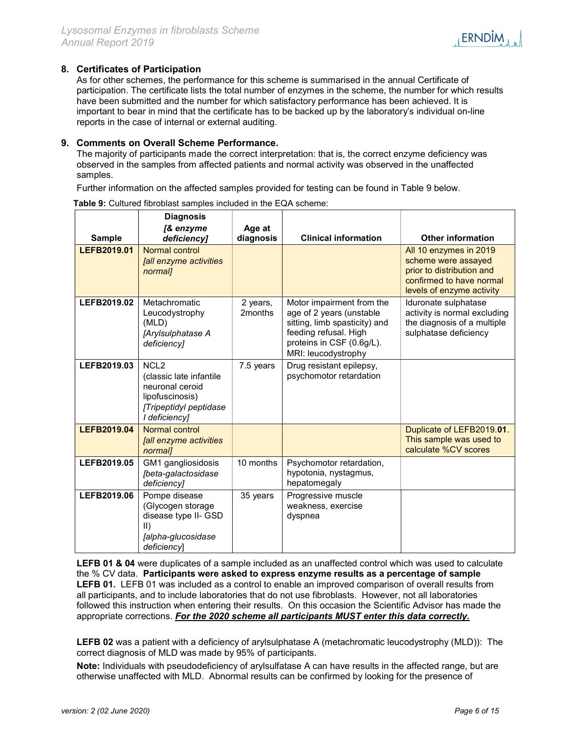## 8. Certificates of Participation

As for other schemes, the performance for this scheme is summarised in the annual Certificate of participation. The certificate lists the total number of enzymes in the scheme, the number for which results have been submitted and the number for which satisfactory performance has been achieved. It is important to bear in mind that the certificate has to be backed up by the laboratory's individual on-line reports in the case of internal or external auditing.

## 9. Comments on Overall Scheme Performance.

The majority of participants made the correct interpretation: that is, the correct enzyme deficiency was observed in the samples from affected patients and normal activity was observed in the unaffected samples.

Further information on the affected samples provided for testing can be found in Table 9 below.

**Table 9:** Cultured fibroblast samples included in the EQA scheme:

| Sample | Diagnosis *[& enzyme deficiency]* | Age at diagnosis | Clinical information | Other information |
|---|---|---|---|---|
| **LEFB2019.01** | Normal control *[all enzyme activities normal]* | | | All 10 enzymes in 2019 scheme were assayed prior to distribution and confirmed to have normal levels of enzyme activity |
| **LEFB2019.02** | Metachromatic Leucodystrophy (MLD) *[Arylsulphatase A deficiency]* | 2 years, 2months | Motor impairment from the age of 2 years (unstable sitting, limb spasticity) and feeding refusal. High proteins in CSF (0.6g/L). MRI: leucodystrophy | Iduronate sulphatase activity is normal excluding the diagnosis of a multiple sulphatase deficiency |
| **LEFB2019.03** | NCL2 (classic late infantile neuronal ceroid lipofuscinosis) *[Tripeptidyl peptidase I deficiency]* | 7.5 years | Drug resistant epilepsy, psychomotor retardation | |
| **LEFB2019.04** | Normal control *[all enzyme activities normal]* | | | Duplicate of LEFB2019.**01**. This sample was used to calculate %CV scores |
| **LEFB2019.05** | GM1 gangliosidosis *[beta-galactosidase deficiency]* | 10 months | Psychomotor retardation, hypotonia, nystagmus, hepatomegaly | |
| **LEFB2019.06** | Pompe disease (Glycogen storage disease type II- GSD II) *[alpha-glucosidase deficiency]* | 35 years | Progressive muscle weakness, exercise dyspnea | |

**LEFB 01 & 04** were duplicates of a sample included as an unaffected control which was used to calculate the % CV data. **Participants were asked to express enzyme results as a percentage of sample LEFB 01.** LEFB 01 was included as a control to enable an improved comparison of overall results from all participants, and to include laboratories that do not use fibroblasts. However, not all laboratories followed this instruction when entering their results. On this occasion the Scientific Advisor has made the appropriate corrections. ***For the 2020 scheme all participants MUST enter this data correctly.***

**LEFB 02** was a patient with a deficiency of arylsulphatase A (metachromatic leucodystrophy (MLD)): The correct diagnosis of MLD was made by 95% of participants.

**Note:** Individuals with pseudodeficiency of arylsulfatase A can have results in the affected range, but are otherwise unaffected with MLD. Abnormal results can be confirmed by looking for the presence of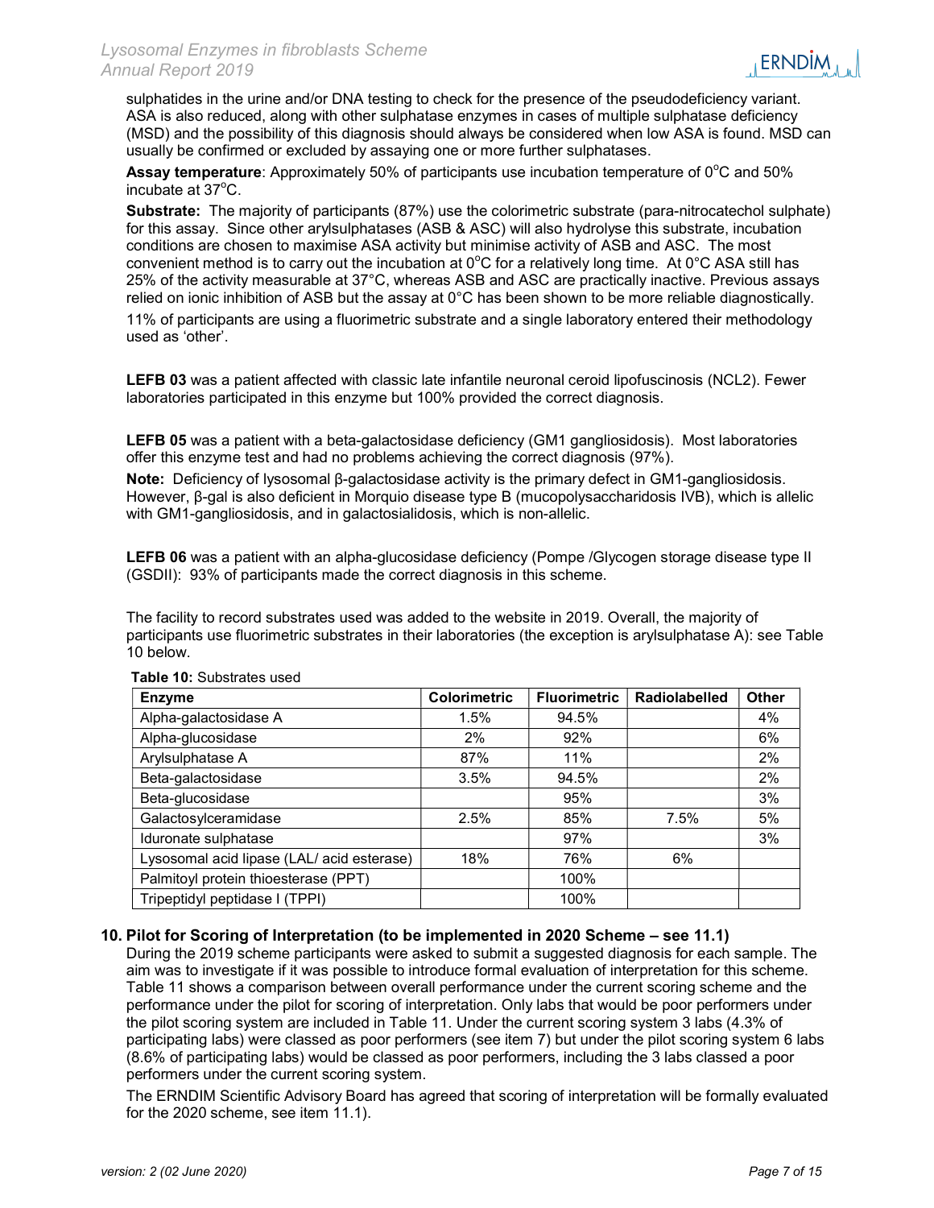sulphatides in the urine and/or DNA testing to check for the presence of the pseudodeficiency variant. ASA is also reduced, along with other sulphatase enzymes in cases of multiple sulphatase deficiency (MSD) and the possibility of this diagnosis should always be considered when low ASA is found. MSD can usually be confirmed or excluded by assaying one or more further sulphatases.

**Assay temperature**: Approximately 50% of participants use incubation temperature of $0^oC$ and 50% incubate at $37^oC$.

**Substrate:** The majority of participants (87%) use the colorimetric substrate (para-nitrocatechol sulphate) for this assay. Since other arylsulphatases (ASB & ASC) will also hydrolyse this substrate, incubation conditions are chosen to maximise ASA activity but minimise activity of ASB and ASC. The most convenient method is to carry out the incubation at $0^oC$ for a relatively long time. At 0°C ASA still has 25% of the activity measurable at 37°C, whereas ASB and ASC are practically inactive. Previous assays relied on ionic inhibition of ASB but the assay at 0°C has been shown to be more reliable diagnostically.

11% of participants are using a fluorimetric substrate and a single laboratory entered their methodology used as 'other'.

**LEFB 03** was a patient affected with classic late infantile neuronal ceroid lipofuscinosis (NCL2). Fewer laboratories participated in this enzyme but 100% provided the correct diagnosis.

**LEFB 05** was a patient with a beta-galactosidase deficiency (GM1 gangliosidosis). Most laboratories offer this enzyme test and had no problems achieving the correct diagnosis (97%).

**Note:** Deficiency of lysosomal β-galactosidase activity is the primary defect in GM1-gangliosidosis. However, β-gal is also deficient in Morquio disease type B (mucopolysaccharidosis IVB), which is allelic with GM1-gangliosidosis, and in galactosialidosis, which is non-allelic.

**LEFB 06** was a patient with an alpha-glucosidase deficiency (Pompe /Glycogen storage disease type II (GSDII): 93% of participants made the correct diagnosis in this scheme.

The facility to record substrates used was added to the website in 2019. Overall, the majority of participants use fluorimetric substrates in their laboratories (the exception is arylsulphatase A): see Table 10 below.

**Table 10:** Substrates used

| Enzyme | Colorimetric | Fluorimetric | Radiolabelled | Other |
|---|---|---|---|---|
| Alpha-galactosidase A | 1.5% | 94.5% | | 4% |
| Alpha-glucosidase | 2% | 92% | | 6% |
| Arylsulphatase A | 87% | 11% | | 2% |
| Beta-galactosidase | 3.5% | 94.5% | | 2% |
| Beta-glucosidase | | 95% | | 3% |
| Galactosylceramidase | 2.5% | 85% | 7.5% | 5% |
| Iduronate sulphatase | | 97% | | 3% |
| Lysosomal acid lipase (LAL/ acid esterase) | 18% | 76% | 6% | |
| Palmitoyl protein thioesterase (PPT) | | 100% | | |
| Tripeptidyl peptidase I (TPPI) | | 100% | | |

## 10. Pilot for Scoring of Interpretation (to be implemented in 2020 Scheme – see 11.1)

During the 2019 scheme participants were asked to submit a suggested diagnosis for each sample. The aim was to investigate if it was possible to introduce formal evaluation of interpretation for this scheme. Table 11 shows a comparison between overall performance under the current scoring scheme and the performance under the pilot for scoring of interpretation. Only labs that would be poor performers under the pilot scoring system are included in Table 11. Under the current scoring system 3 labs (4.3% of participating labs) were classed as poor performers (see item 7) but under the pilot scoring system 6 labs (8.6% of participating labs) would be classed as poor performers, including the 3 labs classed a poor performers under the current scoring system.

The ERNDIM Scientific Advisory Board has agreed that scoring of interpretation will be formally evaluated for the 2020 scheme, see item 11.1).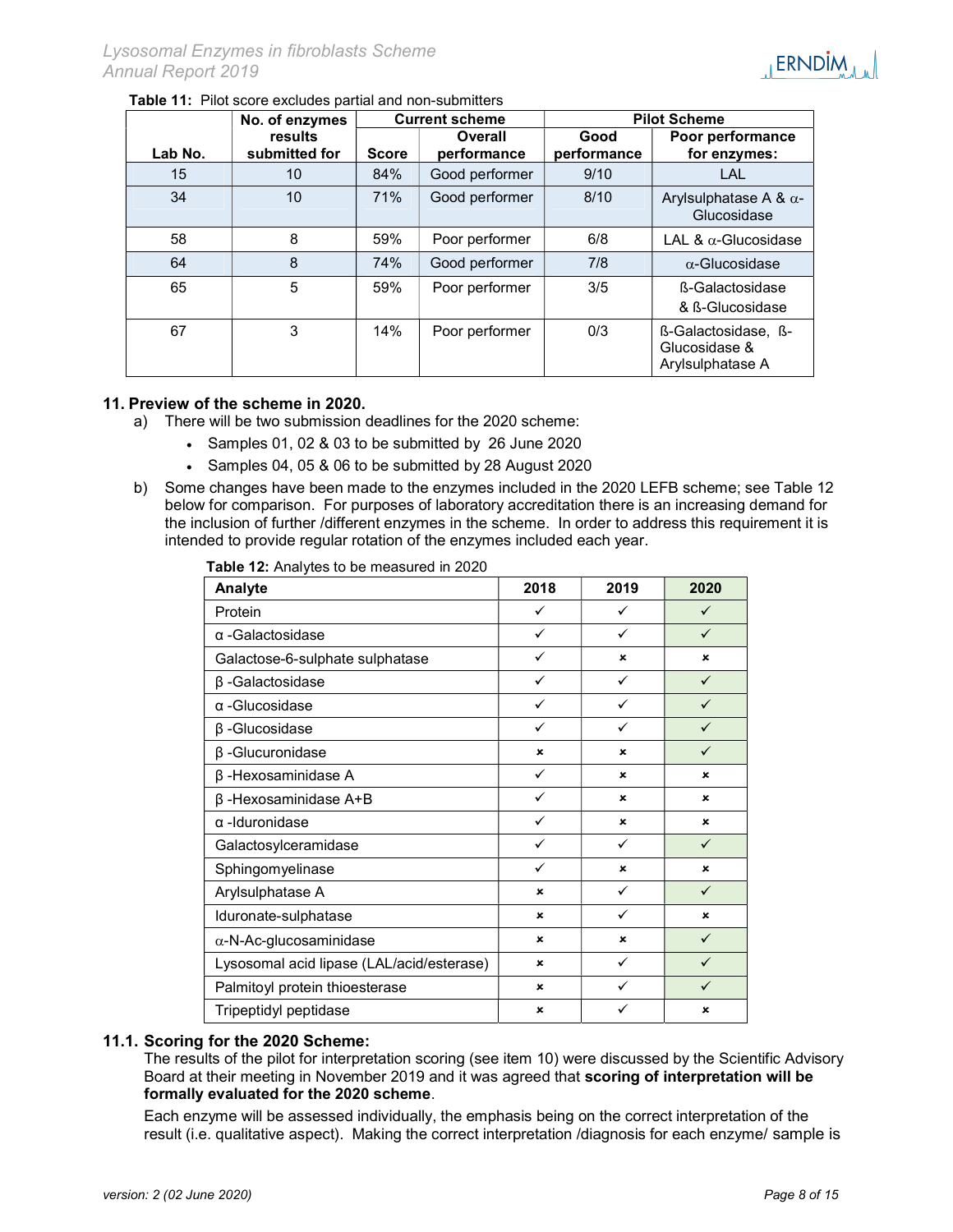**Table 11:** Pilot score excludes partial and non-submitters

| Lab No. | No. of enzymes results submitted for | Current scheme | | Pilot Scheme | |
|---|---|---|---|---|---|
| | | Score | Overall performance | Good performance | Poor performance for enzymes: |
| 15 | 10 | 84% | Good performer | 9/10 | LAL |
| 34 | 10 | 71% | Good performer | 8/10 | Arylsulphatase A & α-Glucosidase |
| 58 | 8 | 59% | Poor performer | 6/8 | LAL & α-Glucosidase |
| 64 | 8 | 74% | Good performer | 7/8 | α-Glucosidase |
| 65 | 5 | 59% | Poor performer | 3/5 | ß-Galactosidase & ß-Glucosidase |
| 67 | 3 | 14% | Poor performer | 0/3 | ß-Galactosidase, ß-Glucosidase & Arylsulphatase A |

## 11. Preview of the scheme in 2020.

a) There will be two submission deadlines for the 2020 scheme:
   - Samples 01, 02 & 03 to be submitted by 26 June 2020
   - Samples 04, 05 & 06 to be submitted by 28 August 2020

b) Some changes have been made to the enzymes included in the 2020 LEFB scheme; see Table 12 below for comparison. For purposes of laboratory accreditation there is an increasing demand for the inclusion of further /different enzymes in the scheme. In order to address this requirement it is intended to provide regular rotation of the enzymes included each year.

**Table 12:** Analytes to be measured in 2020

| Analyte | 2018 | 2019 | 2020 |
|---|---|---|---|
| Protein | ✓ | ✓ | ✓ |
| α -Galactosidase | ✓ | ✓ | ✓ |
| Galactose-6-sulphate sulphatase | ✓ | × | × |
| β -Galactosidase | ✓ | ✓ | ✓ |
| α -Glucosidase | ✓ | ✓ | ✓ |
| β -Glucosidase | ✓ | ✓ | ✓ |
| β -Glucuronidase | × | × | ✓ |
| β -Hexosaminidase A | ✓ | × | × |
| β -Hexosaminidase A+B | ✓ | × | × |
| α -Iduronidase | ✓ | × | × |
| Galactosylceramidase | ✓ | ✓ | ✓ |
| Sphingomyelinase | ✓ | × | × |
| Arylsulphatase A | × | ✓ | ✓ |
| Iduronate-sulphatase | × | ✓ | × |
| α-N-Ac-glucosaminidase | × | × | ✓ |
| Lysosomal acid lipase (LAL/acid/esterase) | × | ✓ | ✓ |
| Palmitoyl protein thioesterase | × | ✓ | ✓ |
| Tripeptidyl peptidase | × | ✓ | × |

### 11.1. Scoring for the 2020 Scheme:

The results of the pilot for interpretation scoring (see item 10) were discussed by the Scientific Advisory Board at their meeting in November 2019 and it was agreed that **scoring of interpretation will be formally evaluated for the 2020 scheme**.

Each enzyme will be assessed individually, the emphasis being on the correct interpretation of the result (i.e. qualitative aspect). Making the correct interpretation /diagnosis for each enzyme/ sample is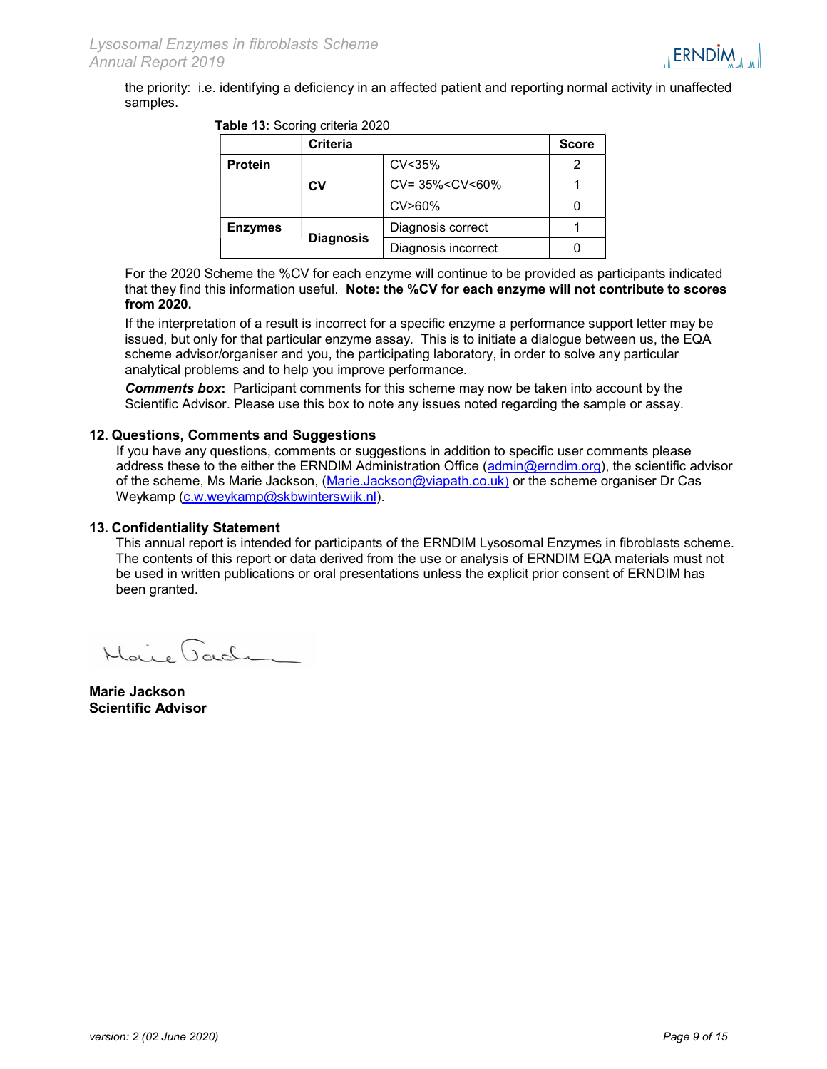the priority: i.e. identifying a deficiency in an affected patient and reporting normal activity in unaffected samples.

**Table 13:** Scoring criteria 2020

| | Criteria | | Score |
|---|---|---|---|
| **Protein** | **CV** | CV<35% | 2 |
| | | CV= 35%<CV<60% | 1 |
| | | CV>60% | 0 |
| **Enzymes** | **Diagnosis** | Diagnosis correct | 1 |
| | | Diagnosis incorrect | 0 |

For the 2020 Scheme the %CV for each enzyme will continue to be provided as participants indicated that they find this information useful. **Note: the %CV for each enzyme will not contribute to scores from 2020.**

If the interpretation of a result is incorrect for a specific enzyme a performance support letter may be issued, but only for that particular enzyme assay. This is to initiate a dialogue between us, the EQA scheme advisor/organiser and you, the participating laboratory, in order to solve any particular analytical problems and to help you improve performance.

***Comments box***: Participant comments for this scheme may now be taken into account by the Scientific Advisor. Please use this box to note any issues noted regarding the sample or assay.

## 12. Questions, Comments and Suggestions

If you have any questions, comments or suggestions in addition to specific user comments please address these to the either the ERNDIM Administration Office (admin@erndim.org), the scientific advisor of the scheme, Ms Marie Jackson, (Marie.Jackson@viapath.co.uk) or the scheme organiser Dr Cas Weykamp (c.w.weykamp@skbwinterswijk.nl).

## 13. Confidentiality Statement

This annual report is intended for participants of the ERNDIM Lysosomal Enzymes in fibroblasts scheme. The contents of this report or data derived from the use or analysis of ERNDIM EQA materials must not be used in written publications or oral presentations unless the explicit prior consent of ERNDIM has been granted.

**Marie Jackson**
**Scientific Advisor**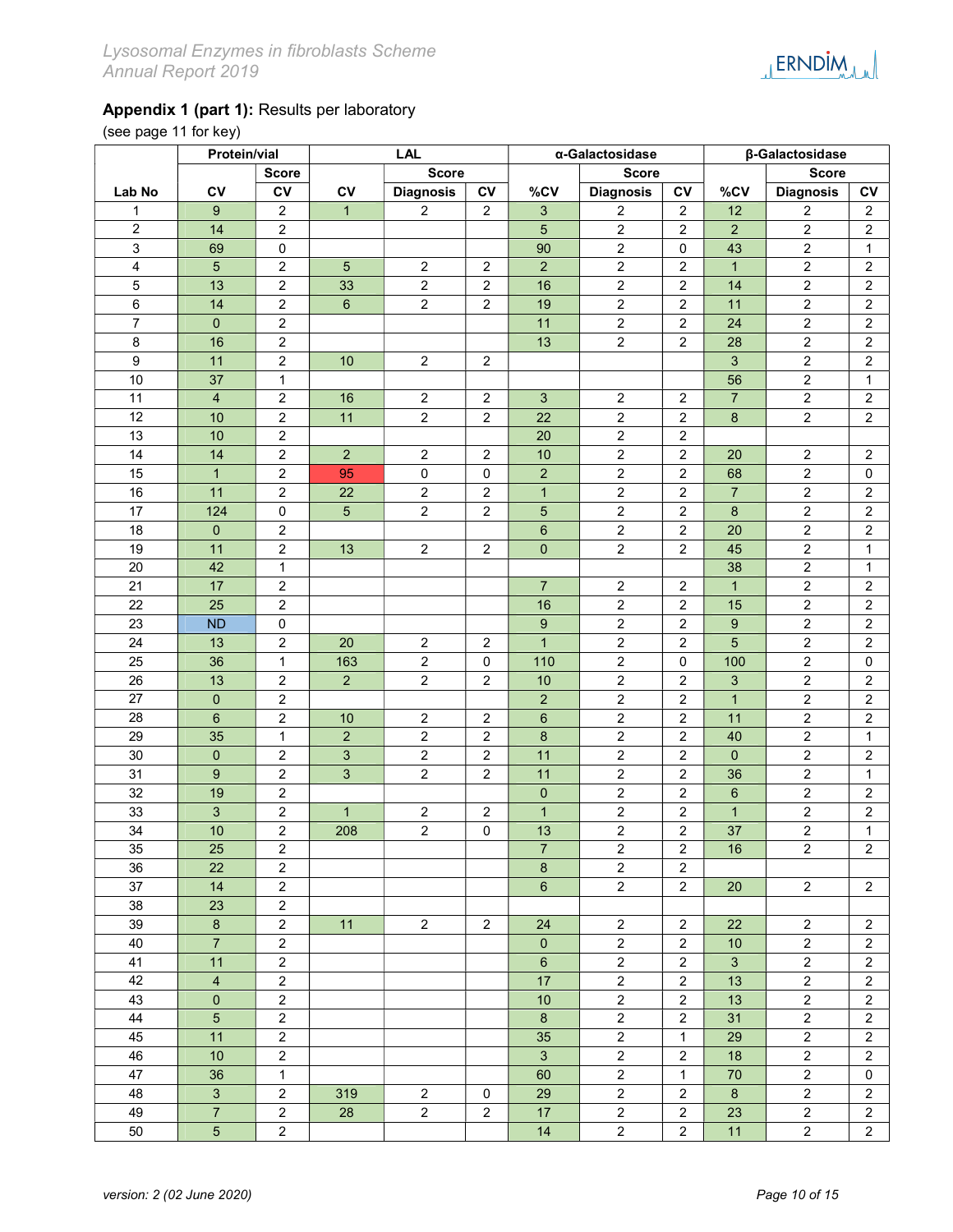## Appendix 1 (part 1): Results per laboratory

(see page 11 for key)

| | Protein/vial | | LAL | | | α-Galactosidase | | | β-Galactosidase | | |
|---|---|---|---|---|---|---|---|---|---|---|---|
| | | Score | | Score | | | Score | | | Score | |
| Lab No | CV | CV | CV | Diagnosis | CV | %CV | Diagnosis | CV | %CV | Diagnosis | CV |
| 1 | 9 | 2 | 1 | 2 | 2 | 3 | 2 | 2 | 12 | 2 | 2 |
| 2 | 14 | 2 | | | | 5 | 2 | 2 | 2 | 2 | 2 |
| 3 | 69 | 0 | | | | 90 | 2 | 0 | 43 | 2 | 1 |
| 4 | 5 | 2 | 5 | 2 | 2 | 2 | 2 | 2 | 1 | 2 | 2 |
| 5 | 13 | 2 | 33 | 2 | 2 | 16 | 2 | 2 | 14 | 2 | 2 |
| 6 | 14 | 2 | 6 | 2 | 2 | 19 | 2 | 2 | 11 | 2 | 2 |
| 7 | 0 | 2 | | | | 11 | 2 | 2 | 24 | 2 | 2 |
| 8 | 16 | 2 | | | | 13 | 2 | 2 | 28 | 2 | 2 |
| 9 | 11 | 2 | 10 | 2 | 2 | | | | 3 | 2 | 2 |
| 10 | 37 | 1 | | | | | | | 56 | 2 | 1 |
| 11 | 4 | 2 | 16 | 2 | 2 | 3 | 2 | 2 | 7 | 2 | 2 |
| 12 | 10 | 2 | 11 | 2 | 2 | 22 | 2 | 2 | 8 | 2 | 2 |
| 13 | 10 | 2 | | | | 20 | 2 | 2 | | | |
| 14 | 14 | 2 | 2 | 2 | 2 | 10 | 2 | 2 | 20 | 2 | 2 |
| 15 | 1 | 2 | 95 | 0 | 0 | 2 | 2 | 2 | 68 | 2 | 0 |
| 16 | 11 | 2 | 22 | 2 | 2 | 1 | 2 | 2 | 7 | 2 | 2 |
| 17 | 124 | 0 | 5 | 2 | 2 | 5 | 2 | 2 | 8 | 2 | 2 |
| 18 | 0 | 2 | | | | 6 | 2 | 2 | 20 | 2 | 2 |
| 19 | 11 | 2 | 13 | 2 | 2 | 0 | 2 | 2 | 45 | 2 | 1 |
| 20 | 42 | 1 | | | | | | | 38 | 2 | 1 |
| 21 | 17 | 2 | | | | 7 | 2 | 2 | 1 | 2 | 2 |
| 22 | 25 | 2 | | | | 16 | 2 | 2 | 15 | 2 | 2 |
| 23 | ND | 0 | | | | 9 | 2 | 2 | 9 | 2 | 2 |
| 24 | 13 | 2 | 20 | 2 | 2 | 1 | 2 | 2 | 5 | 2 | 2 |
| 25 | 36 | 1 | 163 | 2 | 0 | 110 | 2 | 0 | 100 | 2 | 0 |
| 26 | 13 | 2 | 2 | 2 | 2 | 10 | 2 | 2 | 3 | 2 | 2 |
| 27 | 0 | 2 | | | | 2 | 2 | 2 | 1 | 2 | 2 |
| 28 | 6 | 2 | 10 | 2 | 2 | 6 | 2 | 2 | 11 | 2 | 2 |
| 29 | 35 | 1 | 2 | 2 | 2 | 8 | 2 | 2 | 40 | 2 | 1 |
| 30 | 0 | 2 | 3 | 2 | 2 | 11 | 2 | 2 | 0 | 2 | 2 |
| 31 | 9 | 2 | 3 | 2 | 2 | 11 | 2 | 2 | 36 | 2 | 1 |
| 32 | 19 | 2 | | | | 0 | 2 | 2 | 6 | 2 | 2 |
| 33 | 3 | 2 | 1 | 2 | 2 | 1 | 2 | 2 | 1 | 2 | 2 |
| 34 | 10 | 2 | 208 | 2 | 0 | 13 | 2 | 2 | 37 | 2 | 1 |
| 35 | 25 | 2 | | | | 7 | 2 | 2 | 16 | 2 | 2 |
| 36 | 22 | 2 | | | | 8 | 2 | 2 | | | |
| 37 | 14 | 2 | | | | 6 | 2 | 2 | 20 | 2 | 2 |
| 38 | 23 | 2 | | | | | | | | | |
| 39 | 8 | 2 | 11 | 2 | 2 | 24 | 2 | 2 | 22 | 2 | 2 |
| 40 | 7 | 2 | | | | 0 | 2 | 2 | 10 | 2 | 2 |
| 41 | 11 | 2 | | | | 6 | 2 | 2 | 3 | 2 | 2 |
| 42 | 4 | 2 | | | | 17 | 2 | 2 | 13 | 2 | 2 |
| 43 | 0 | 2 | | | | 10 | 2 | 2 | 13 | 2 | 2 |
| 44 | 5 | 2 | | | | 8 | 2 | 2 | 31 | 2 | 2 |
| 45 | 11 | 2 | | | | 35 | 2 | 1 | 29 | 2 | 2 |
| 46 | 10 | 2 | | | | 3 | 2 | 2 | 18 | 2 | 2 |
| 47 | 36 | 1 | | | | 60 | 2 | 1 | 70 | 2 | 0 |
| 48 | 3 | 2 | 319 | 2 | 0 | 29 | 2 | 2 | 8 | 2 | 2 |
| 49 | 7 | 2 | 28 | 2 | 2 | 17 | 2 | 2 | 23 | 2 | 2 |
| 50 | 5 | 2 | | | | 14 | 2 | 2 | 11 | 2 | 2 |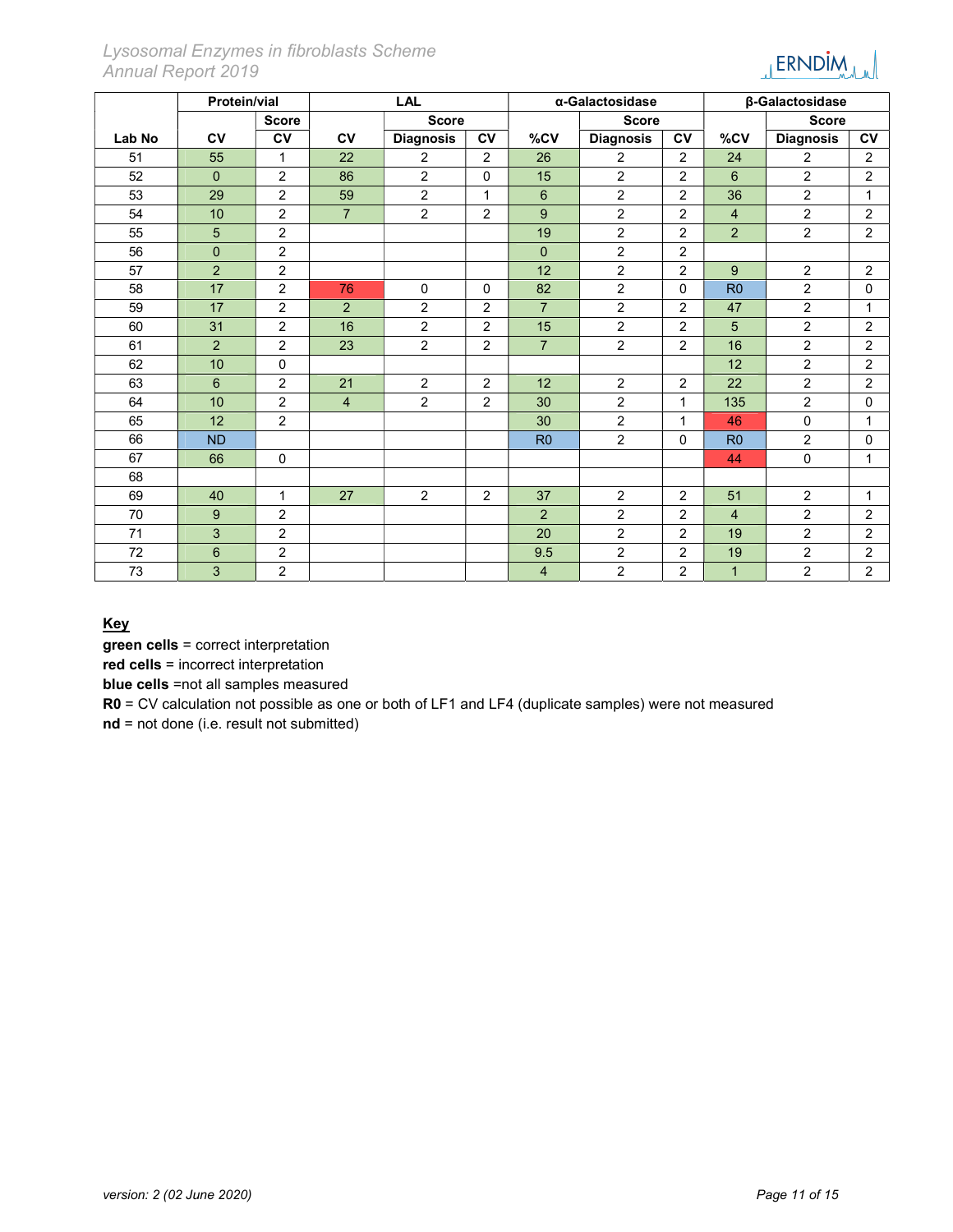| | Protein/vial | | LAL | | | α-Galactosidase | | | β-Galactosidase | | |
|---|---|---|---|---|---|---|---|---|---|---|---|
| | | Score | | Score | | | Score | | | Score | |
| Lab No | CV | CV | CV | Diagnosis | CV | %CV | Diagnosis | CV | %CV | Diagnosis | CV |
| 51 | 55 | 1 | 22 | 2 | 2 | 26 | 2 | 2 | 24 | 2 | 2 |
| 52 | 0 | 2 | 86 | 2 | 0 | 15 | 2 | 2 | 6 | 2 | 2 |
| 53 | 29 | 2 | 59 | 2 | 1 | 6 | 2 | 2 | 36 | 2 | 1 |
| 54 | 10 | 2 | 7 | 2 | 2 | 9 | 2 | 2 | 4 | 2 | 2 |
| 55 | 5 | 2 | | | | 19 | 2 | 2 | 2 | 2 | 2 |
| 56 | 0 | 2 | | | | 0 | 2 | 2 | | | |
| 57 | 2 | 2 | | | | 12 | 2 | 2 | 9 | 2 | 2 |
| 58 | 17 | 2 | 76 | 0 | 0 | 82 | 2 | 0 | R0 | 2 | 0 |
| 59 | 17 | 2 | 2 | 2 | 2 | 7 | 2 | 2 | 47 | 2 | 1 |
| 60 | 31 | 2 | 16 | 2 | 2 | 15 | 2 | 2 | 5 | 2 | 2 |
| 61 | 2 | 2 | 23 | 2 | 2 | 7 | 2 | 2 | 16 | 2 | 2 |
| 62 | 10 | 0 | | | | | | | 12 | 2 | 2 |
| 63 | 6 | 2 | 21 | 2 | 2 | 12 | 2 | 2 | 22 | 2 | 2 |
| 64 | 10 | 2 | 4 | 2 | 2 | 30 | 2 | 1 | 135 | 2 | 0 |
| 65 | 12 | 2 | | | | 30 | 2 | 1 | 46 | 0 | 1 |
| 66 | ND | | | | | R0 | 2 | 0 | R0 | 2 | 0 |
| 67 | 66 | 0 | | | | | | | 44 | 0 | 1 |
| 68 | | | | | | | | | | | |
| 69 | 40 | 1 | 27 | 2 | 2 | 37 | 2 | 2 | 51 | 2 | 1 |
| 70 | 9 | 2 | | | | 2 | 2 | 2 | 4 | 2 | 2 |
| 71 | 3 | 2 | | | | 20 | 2 | 2 | 19 | 2 | 2 |
| 72 | 6 | 2 | | | | 9.5 | 2 | 2 | 19 | 2 | 2 |
| 73 | 3 | 2 | | | | 4 | 2 | 2 | 1 | 2 | 2 |

**Key**

**green cells** = correct interpretation

**red cells** = incorrect interpretation

**blue cells** =not all samples measured

**R0** = CV calculation not possible as one or both of LF1 and LF4 (duplicate samples) were not measured

**nd** = not done (i.e. result not submitted)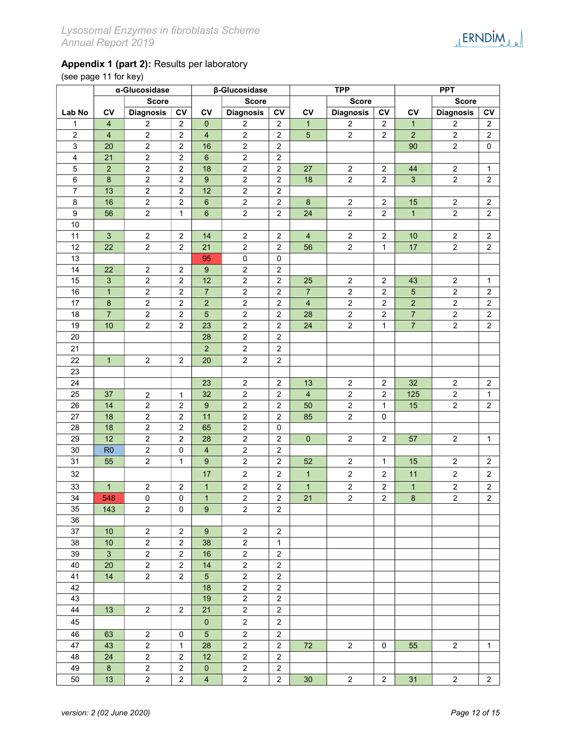**Appendix 1 (part 2):** Results per laboratory

(see page 11 for key)

| Lab No | α-Glucosidase | | | β-Glucosidase | | | TPP | | | PPT | | |
|---|---|---|---|---|---|---|---|---|---|---|---|---|
| | | Score | | | Score | | | Score | | | Score | |
| | CV | Diagnosis | CV | CV | Diagnosis | CV | CV | Diagnosis | CV | CV | Diagnosis | CV |
| 1 | 4 | 2 | 2 | 0 | 2 | 2 | 1 | 2 | 2 | 1 | 2 | 2 |
| 2 | 4 | 2 | 2 | 4 | 2 | 2 | 5 | 2 | 2 | 2 | 2 | 2 |
| 3 | 20 | 2 | 2 | 16 | 2 | 2 | | | | 90 | 2 | 0 |
| 4 | 21 | 2 | 2 | 6 | 2 | 2 | | | | | | |
| 5 | 2 | 2 | 2 | 18 | 2 | 2 | 27 | 2 | 2 | 44 | 2 | 1 |
| 6 | 8 | 2 | 2 | 9 | 2 | 2 | 18 | 2 | 2 | 3 | 2 | 2 |
| 7 | 13 | 2 | 2 | 12 | 2 | 2 | | | | | | |
| 8 | 16 | 2 | 2 | 6 | 2 | 2 | 8 | 2 | 2 | 15 | 2 | 2 |
| 9 | 56 | 2 | 1 | 6 | 2 | 2 | 24 | 2 | 2 | 1 | 2 | 2 |
| 10 | | | | | | | | | | | | |
| 11 | 3 | 2 | 2 | 14 | 2 | 2 | 4 | 2 | 2 | 10 | 2 | 2 |
| 12 | 22 | 2 | 2 | 21 | 2 | 2 | 56 | 2 | 1 | 17 | 2 | 2 |
| 13 | | | | 95 | 0 | 0 | | | | | | |
| 14 | 22 | 2 | 2 | 9 | 2 | 2 | | | | | | |
| 15 | 3 | 2 | 2 | 12 | 2 | 2 | 25 | 2 | 2 | 43 | 2 | 1 |
| 16 | 1 | 2 | 2 | 7 | 2 | 2 | 7 | 2 | 2 | 5 | 2 | 2 |
| 17 | 8 | 2 | 2 | 2 | 2 | 2 | 4 | 2 | 2 | 2 | 2 | 2 |
| 18 | 7 | 2 | 2 | 5 | 2 | 2 | 28 | 2 | 2 | 7 | 2 | 2 |
| 19 | 10 | 2 | 2 | 23 | 2 | 2 | 24 | 2 | 1 | 7 | 2 | 2 |
| 20 | | | | 28 | 2 | 2 | | | | | | |
| 21 | | | | 2 | 2 | 2 | | | | | | |
| 22 | 1 | 2 | 2 | 20 | 2 | 2 | | | | | | |
| 23 | | | | | | | | | | | | |
| 24 | | | | 23 | 2 | 2 | 13 | 2 | 2 | 32 | 2 | 2 |
| 25 | 37 | 2 | 1 | 32 | 2 | 2 | 4 | 2 | 2 | 125 | 2 | 1 |
| 26 | 14 | 2 | 2 | 9 | 2 | 2 | 50 | 2 | 1 | 15 | 2 | 2 |
| 27 | 18 | 2 | 2 | 11 | 2 | 2 | 85 | 2 | 0 | | | |
| 28 | 18 | 2 | 2 | 65 | 2 | 0 | | | | | | |
| 29 | 12 | 2 | 2 | 28 | 2 | 2 | 0 | 2 | 2 | 57 | 2 | 1 |
| 30 | R0 | 2 | 0 | 4 | 2 | 2 | | | | | | |
| 31 | 55 | 2 | 1 | 9 | 2 | 2 | 52 | 2 | 1 | 15 | 2 | 2 |
| 32 | | | | 17 | 2 | 2 | 1 | 2 | 2 | 11 | 2 | 2 |
| 33 | 1 | 2 | 2 | 1 | 2 | 2 | 1 | 2 | 2 | 1 | 2 | 2 |
| 34 | 548 | 0 | 0 | 1 | 2 | 2 | 21 | 2 | 2 | 8 | 2 | 2 |
| 35 | 143 | 2 | 0 | 9 | 2 | 2 | | | | | | |
| 36 | | | | | | | | | | | | |
| 37 | 10 | 2 | 2 | 9 | 2 | 2 | | | | | | |
| 38 | 10 | 2 | 2 | 38 | 2 | 1 | | | | | | |
| 39 | 3 | 2 | 2 | 16 | 2 | 2 | | | | | | |
| 40 | 20 | 2 | 2 | 14 | 2 | 2 | | | | | | |
| 41 | 14 | 2 | 2 | 5 | 2 | 2 | | | | | | |
| 42 | | | | 18 | 2 | 2 | | | | | | |
| 43 | | | | 19 | 2 | 2 | | | | | | |
| 44 | 13 | 2 | 2 | 21 | 2 | 2 | | | | | | |
| 45 | | | | 0 | 2 | 2 | | | | | | |
| 46 | 63 | 2 | 0 | 5 | 2 | 2 | | | | | | |
| 47 | 43 | 2 | 1 | 28 | 2 | 2 | 72 | 2 | 0 | 55 | 2 | 1 |
| 48 | 24 | 2 | 2 | 12 | 2 | 2 | | | | | | |
| 49 | 8 | 2 | 2 | 0 | 2 | 2 | | | | | | |
| 50 | 13 | 2 | 2 | 4 | 2 | 2 | 30 | 2 | 2 | 31 | 2 | 2 |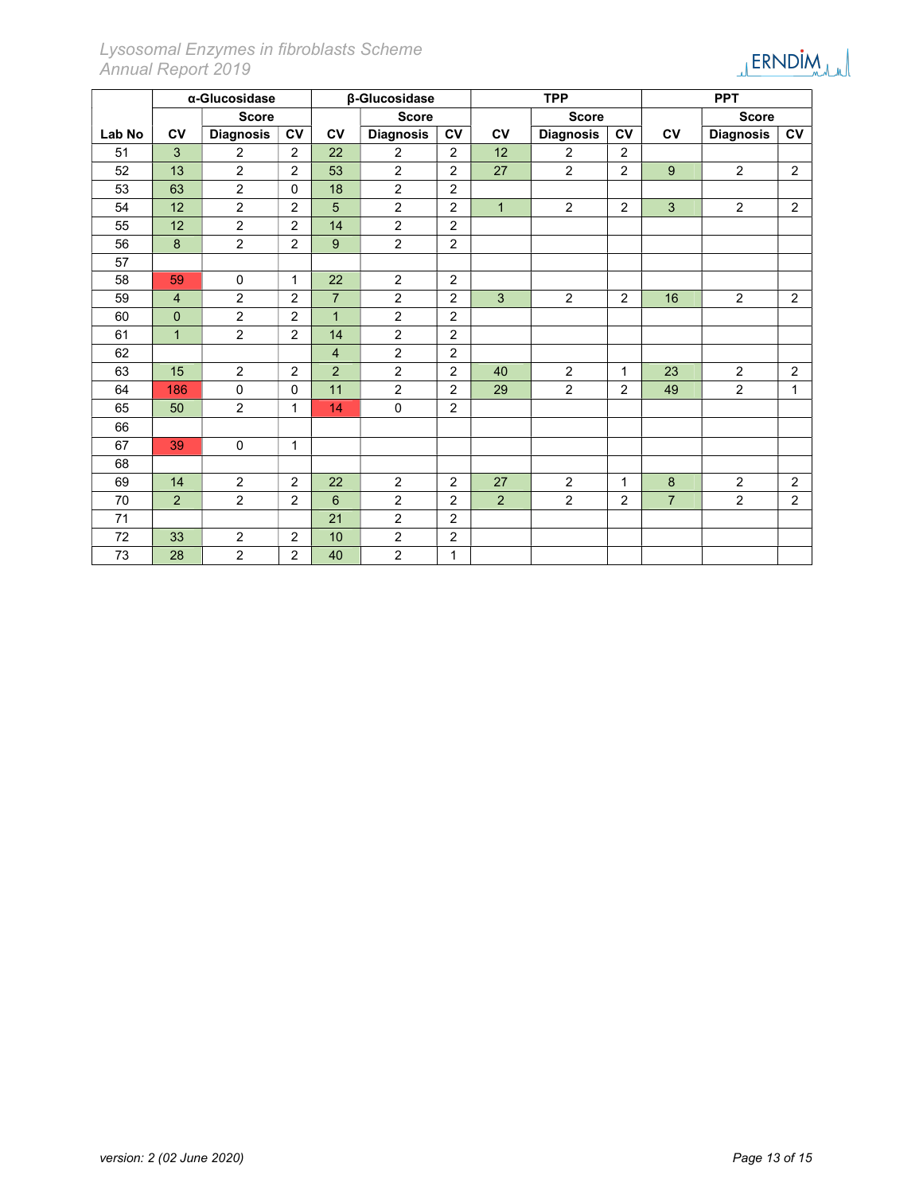| | α-Glucosidase | | | β-Glucosidase | | | TPP | | | PPT | | |
|---|---|---|---|---|---|---|---|---|---|---|---|---|
| | | Score | | | Score | | | Score | | | Score | |
| Lab No | CV | Diagnosis | CV | CV | Diagnosis | CV | CV | Diagnosis | CV | CV | Diagnosis | CV |
| 51 | 3 | 2 | 2 | 22 | 2 | 2 | 12 | 2 | 2 | | | |
| 52 | 13 | 2 | 2 | 53 | 2 | 2 | 27 | 2 | 2 | 9 | 2 | 2 |
| 53 | 63 | 2 | 0 | 18 | 2 | 2 | | | | | | |
| 54 | 12 | 2 | 2 | 5 | 2 | 2 | 1 | 2 | 2 | 3 | 2 | 2 |
| 55 | 12 | 2 | 2 | 14 | 2 | 2 | | | | | | |
| 56 | 8 | 2 | 2 | 9 | 2 | 2 | | | | | | |
| 57 | | | | | | | | | | | | |
| 58 | 59 | 0 | 1 | 22 | 2 | 2 | | | | | | |
| 59 | 4 | 2 | 2 | 7 | 2 | 2 | 3 | 2 | 2 | 16 | 2 | 2 |
| 60 | 0 | 2 | 2 | 1 | 2 | 2 | | | | | | |
| 61 | 1 | 2 | 2 | 14 | 2 | 2 | | | | | | |
| 62 | | | | 4 | 2 | 2 | | | | | | |
| 63 | 15 | 2 | 2 | 2 | 2 | 2 | 40 | 2 | 1 | 23 | 2 | 2 |
| 64 | 186 | 0 | 0 | 11 | 2 | 2 | 29 | 2 | 2 | 49 | 2 | 1 |
| 65 | 50 | 2 | 1 | 14 | 0 | 2 | | | | | | |
| 66 | | | | | | | | | | | | |
| 67 | 39 | 0 | 1 | | | | | | | | | |
| 68 | | | | | | | | | | | | |
| 69 | 14 | 2 | 2 | 22 | 2 | 2 | 27 | 2 | 1 | 8 | 2 | 2 |
| 70 | 2 | 2 | 2 | 6 | 2 | 2 | 2 | 2 | 2 | 7 | 2 | 2 |
| 71 | | | | 21 | 2 | 2 | | | | | | |
| 72 | 33 | 2 | 2 | 10 | 2 | 2 | | | | | | |
| 73 | 28 | 2 | 2 | 40 | 2 | 1 | | | | | | |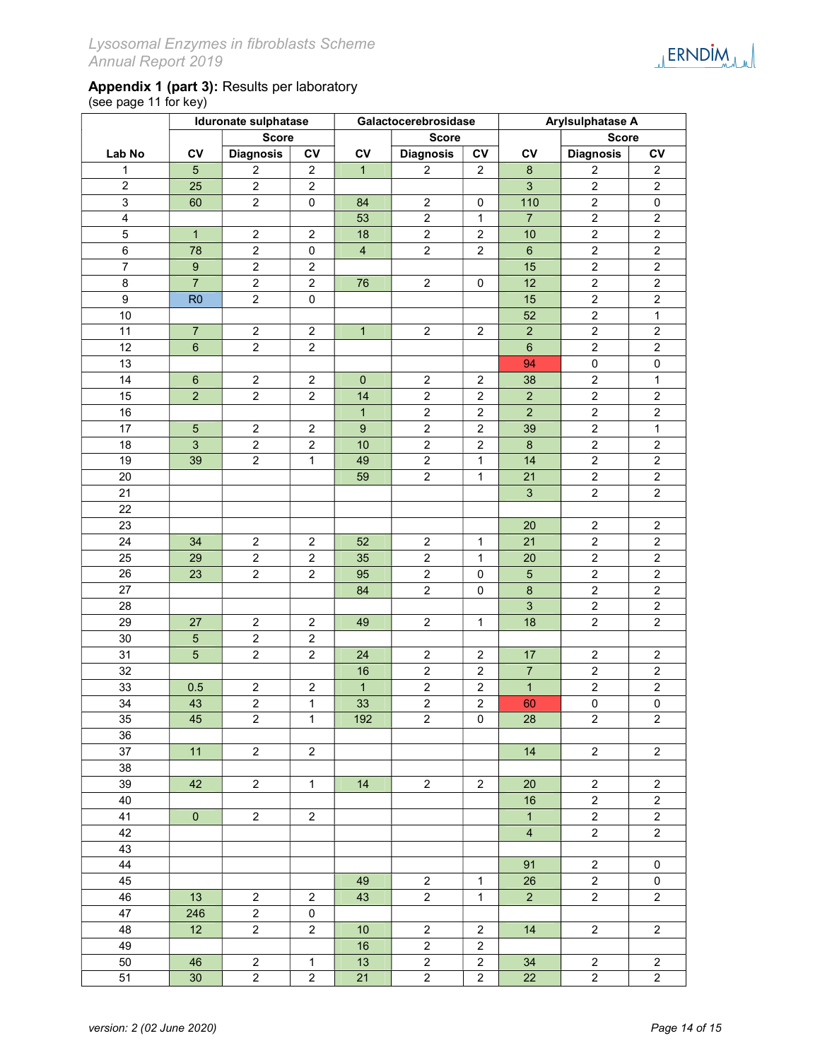**Appendix 1 (part 3):** Results per laboratory
(see page 11 for key)

| Lab No | Iduronate sulphatase | | | Galactocerebrosidase | | | Arylsulphatase A | | |
|---|---|---|---|---|---|---|---|---|---|
| | | Score | | | Score | | | Score | |
| | CV | Diagnosis | CV | CV | Diagnosis | CV | CV | Diagnosis | CV |
| 1 | 5 | 2 | 2 | 1 | 2 | 2 | 8 | 2 | 2 |
| 2 | 25 | 2 | 2 | | | | 3 | 2 | 2 |
| 3 | 60 | 2 | 0 | 84 | 2 | 0 | 110 | 2 | 0 |
| 4 | | | | 53 | 2 | 1 | 7 | 2 | 2 |
| 5 | 1 | 2 | 2 | 18 | 2 | 2 | 10 | 2 | 2 |
| 6 | 78 | 2 | 0 | 4 | 2 | 2 | 6 | 2 | 2 |
| 7 | 9 | 2 | 2 | | | | 15 | 2 | 2 |
| 8 | 7 | 2 | 2 | 76 | 2 | 0 | 12 | 2 | 2 |
| 9 | R0 | 2 | 0 | | | | 15 | 2 | 2 |
| 10 | | | | | | | 52 | 2 | 1 |
| 11 | 7 | 2 | 2 | 1 | 2 | 2 | 2 | 2 | 2 |
| 12 | 6 | 2 | 2 | | | | 6 | 2 | 2 |
| 13 | | | | | | | 94 | 0 | 0 |
| 14 | 6 | 2 | 2 | 0 | 2 | 2 | 38 | 2 | 1 |
| 15 | 2 | 2 | 2 | 14 | 2 | 2 | 2 | 2 | 2 |
| 16 | | | | 1 | 2 | 2 | 2 | 2 | 2 |
| 17 | 5 | 2 | 2 | 9 | 2 | 2 | 39 | 2 | 1 |
| 18 | 3 | 2 | 2 | 10 | 2 | 2 | 8 | 2 | 2 |
| 19 | 39 | 2 | 1 | 49 | 2 | 1 | 14 | 2 | 2 |
| 20 | | | | 59 | 2 | 1 | 21 | 2 | 2 |
| 21 | | | | | | | 3 | 2 | 2 |
| 22 | | | | | | | | | |
| 23 | | | | | | | 20 | 2 | 2 |
| 24 | 34 | 2 | 2 | 52 | 2 | 1 | 21 | 2 | 2 |
| 25 | 29 | 2 | 2 | 35 | 2 | 1 | 20 | 2 | 2 |
| 26 | 23 | 2 | 2 | 95 | 2 | 0 | 5 | 2 | 2 |
| 27 | | | | 84 | 2 | 0 | 8 | 2 | 2 |
| 28 | | | | | | | 3 | 2 | 2 |
| 29 | 27 | 2 | 2 | 49 | 2 | 1 | 18 | 2 | 2 |
| 30 | 5 | 2 | 2 | | | | | | |
| 31 | 5 | 2 | 2 | 24 | 2 | 2 | 17 | 2 | 2 |
| 32 | | | | 16 | 2 | 2 | 7 | 2 | 2 |
| 33 | 0.5 | 2 | 2 | 1 | 2 | 2 | 1 | 2 | 2 |
| 34 | 43 | 2 | 1 | 33 | 2 | 2 | 60 | 0 | 0 |
| 35 | 45 | 2 | 1 | 192 | 2 | 0 | 28 | 2 | 2 |
| 36 | | | | | | | | | |
| 37 | 11 | 2 | 2 | | | | 14 | 2 | 2 |
| 38 | | | | | | | | | |
| 39 | 42 | 2 | 1 | 14 | 2 | 2 | 20 | 2 | 2 |
| 40 | | | | | | | 16 | 2 | 2 |
| 41 | 0 | 2 | 2 | | | | 1 | 2 | 2 |
| 42 | | | | | | | 4 | 2 | 2 |
| 43 | | | | | | | | | |
| 44 | | | | | | | 91 | 2 | 0 |
| 45 | | | | 49 | 2 | 1 | 26 | 2 | 0 |
| 46 | 13 | 2 | 2 | 43 | 2 | 1 | 2 | 2 | 2 |
| 47 | 246 | 2 | 0 | | | | | | |
| 48 | 12 | 2 | 2 | 10 | 2 | 2 | 14 | 2 | 2 |
| 49 | | | | 16 | 2 | 2 | | | |
| 50 | 46 | 2 | 1 | 13 | 2 | 2 | 34 | 2 | 2 |
| 51 | 30 | 2 | 2 | 21 | 2 | 2 | 22 | 2 | 2 |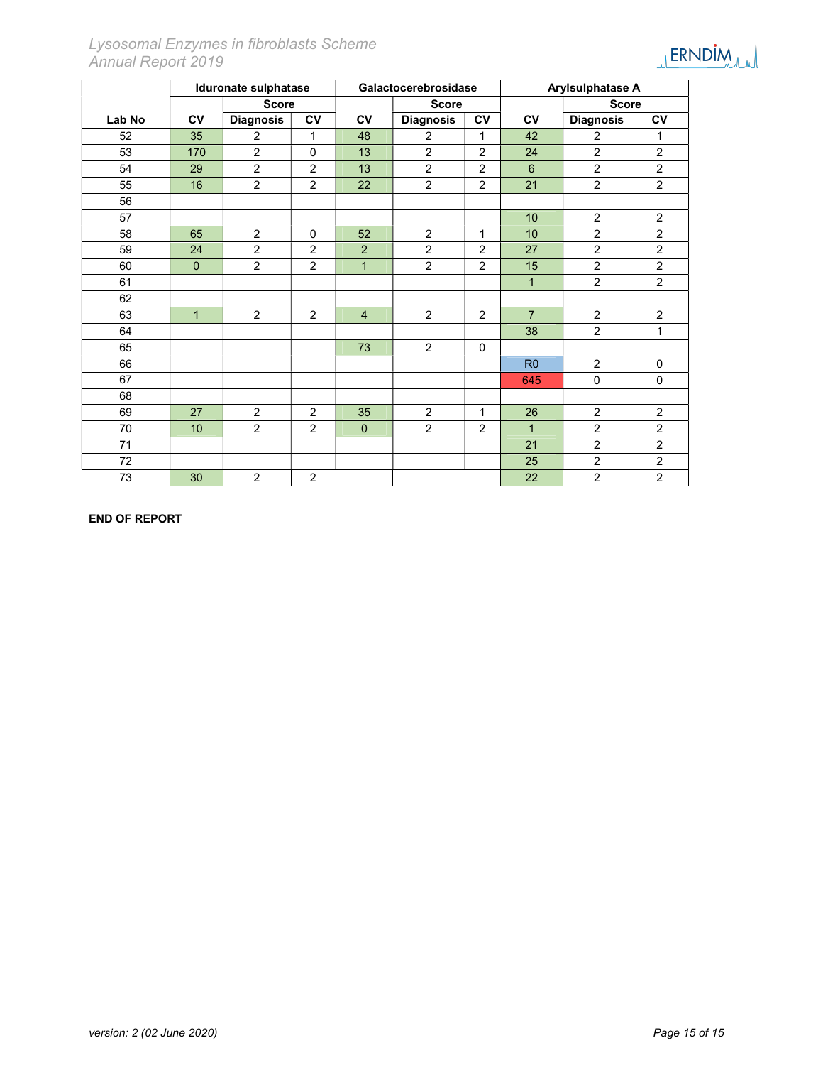| | Iduronate sulphatase | | | Galactocerebrosidase | | | Arylsulphatase A | | |
|---|---|---|---|---|---|---|---|---|---|
| | | Score | | | Score | | | Score | |
| Lab No | CV | Diagnosis | CV | CV | Diagnosis | CV | CV | Diagnosis | CV |
| 52 | 35 | 2 | 1 | 48 | 2 | 1 | 42 | 2 | 1 |
| 53 | 170 | 2 | 0 | 13 | 2 | 2 | 24 | 2 | 2 |
| 54 | 29 | 2 | 2 | 13 | 2 | 2 | 6 | 2 | 2 |
| 55 | 16 | 2 | 2 | 22 | 2 | 2 | 21 | 2 | 2 |
| 56 | | | | | | | | | |
| 57 | | | | | | | 10 | 2 | 2 |
| 58 | 65 | 2 | 0 | 52 | 2 | 1 | 10 | 2 | 2 |
| 59 | 24 | 2 | 2 | 2 | 2 | 2 | 27 | 2 | 2 |
| 60 | 0 | 2 | 2 | 1 | 2 | 2 | 15 | 2 | 2 |
| 61 | | | | | | | 1 | 2 | 2 |
| 62 | | | | | | | | | |
| 63 | 1 | 2 | 2 | 4 | 2 | 2 | 7 | 2 | 2 |
| 64 | | | | | | | 38 | 2 | 1 |
| 65 | | | | 73 | 2 | 0 | | | |
| 66 | | | | | | | R0 | 2 | 0 |
| 67 | | | | | | | 645 | 0 | 0 |
| 68 | | | | | | | | | |
| 69 | 27 | 2 | 2 | 35 | 2 | 1 | 26 | 2 | 2 |
| 70 | 10 | 2 | 2 | 0 | 2 | 2 | 1 | 2 | 2 |
| 71 | | | | | | | 21 | 2 | 2 |
| 72 | | | | | | | 25 | 2 | 2 |
| 73 | 30 | 2 | 2 | | | | 22 | 2 | 2 |

**END OF REPORT**